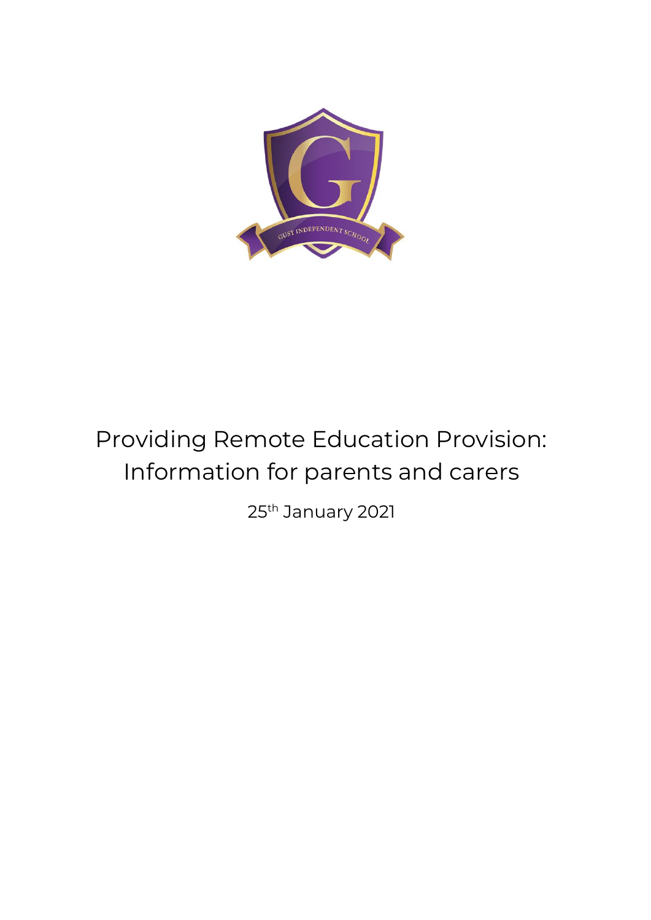# Providing Remote Education Provision: Information for parents and carers

25th January 2021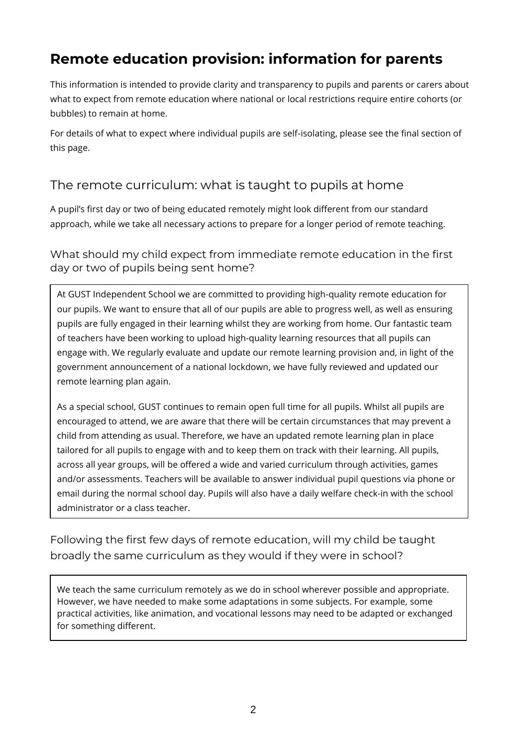# Remote education provision: information for parents

This information is intended to provide clarity and transparency to pupils and parents or carers about what to expect from remote education where national or local restrictions require entire cohorts (or bubbles) to remain at home.

For details of what to expect where individual pupils are self-isolating, please see the final section of this page.

## The remote curriculum: what is taught to pupils at home

A pupil's first day or two of being educated remotely might look different from our standard approach, while we take all necessary actions to prepare for a longer period of remote teaching.

### What should my child expect from immediate remote education in the first day or two of pupils being sent home?

At GUST Independent School we are committed to providing high-quality remote education for our pupils. We want to ensure that all of our pupils are able to progress well, as well as ensuring pupils are fully engaged in their learning whilst they are working from home. Our fantastic team of teachers have been working to upload high-quality learning resources that all pupils can engage with. We regularly evaluate and update our remote learning provision and, in light of the government announcement of a national lockdown, we have fully reviewed and updated our remote learning plan again.

As a special school, GUST continues to remain open full time for all pupils. Whilst all pupils are encouraged to attend, we are aware that there will be certain circumstances that may prevent a child from attending as usual. Therefore, we have an updated remote learning plan in place tailored for all pupils to engage with and to keep them on track with their learning. All pupils, across all year groups, will be offered a wide and varied curriculum through activities, games and/or assessments. Teachers will be available to answer individual pupil questions via phone or email during the normal school day. Pupils will also have a daily welfare check-in with the school administrator or a class teacher.

### Following the first few days of remote education, will my child be taught broadly the same curriculum as they would if they were in school?

We teach the same curriculum remotely as we do in school wherever possible and appropriate. However, we have needed to make some adaptations in some subjects. For example, some practical activities, like animation, and vocational lessons may need to be adapted or exchanged for something different.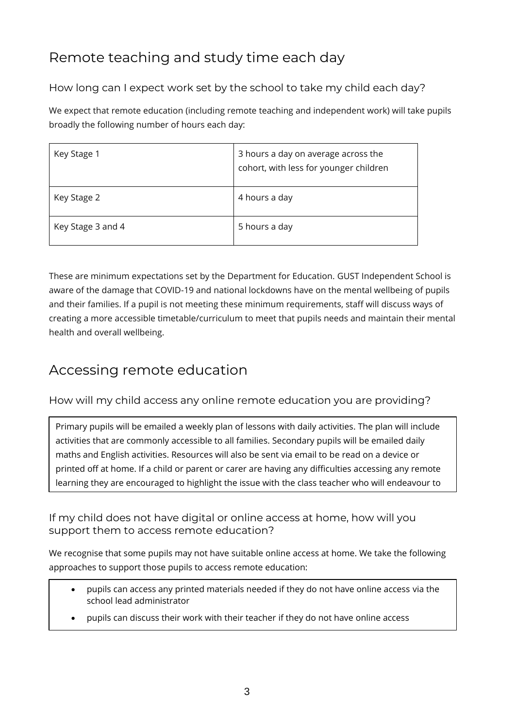## Remote teaching and study time each day

### How long can I expect work set by the school to take my child each day?

We expect that remote education (including remote teaching and independent work) will take pupils broadly the following number of hours each day:

| Key Stage 1 | 3 hours a day on average across the cohort, with less for younger children |
|---|---|
| Key Stage 2 | 4 hours a day |
| Key Stage 3 and 4 | 5 hours a day |

These are minimum expectations set by the Department for Education. GUST Independent School is aware of the damage that COVID-19 and national lockdowns have on the mental wellbeing of pupils and their families. If a pupil is not meeting these minimum requirements, staff will discuss ways of creating a more accessible timetable/curriculum to meet that pupils needs and maintain their mental health and overall wellbeing.

## Accessing remote education

### How will my child access any online remote education you are providing?

Primary pupils will be emailed a weekly plan of lessons with daily activities. The plan will include activities that are commonly accessible to all families. Secondary pupils will be emailed daily maths and English activities. Resources will also be sent via email to be read on a device or printed off at home. If a child or parent or carer are having any difficulties accessing any remote learning they are encouraged to highlight the issue with the class teacher who will endeavour to

### If my child does not have digital or online access at home, how will you support them to access remote education?

We recognise that some pupils may not have suitable online access at home. We take the following approaches to support those pupils to access remote education:

- pupils can access any printed materials needed if they do not have online access via the school lead administrator
- pupils can discuss their work with their teacher if they do not have online access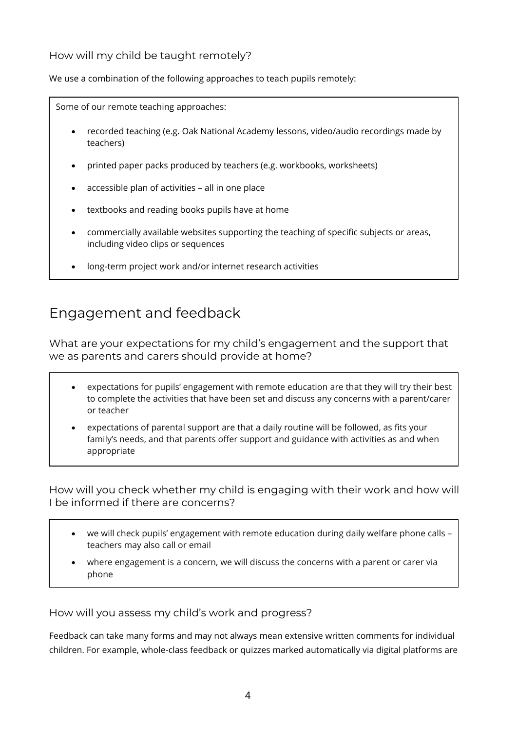### How will my child be taught remotely?

We use a combination of the following approaches to teach pupils remotely:

Some of our remote teaching approaches:

- recorded teaching (e.g. Oak National Academy lessons, video/audio recordings made by teachers)
- printed paper packs produced by teachers (e.g. workbooks, worksheets)
- accessible plan of activities – all in one place
- textbooks and reading books pupils have at home
- commercially available websites supporting the teaching of specific subjects or areas, including video clips or sequences
- long-term project work and/or internet research activities

## Engagement and feedback

### What are your expectations for my child's engagement and the support that we as parents and carers should provide at home?

- expectations for pupils' engagement with remote education are that they will try their best to complete the activities that have been set and discuss any concerns with a parent/carer or teacher
- expectations of parental support are that a daily routine will be followed, as fits your family's needs, and that parents offer support and guidance with activities as and when appropriate

### How will you check whether my child is engaging with their work and how will I be informed if there are concerns?

- we will check pupils' engagement with remote education during daily welfare phone calls – teachers may also call or email
- where engagement is a concern, we will discuss the concerns with a parent or carer via phone

### How will you assess my child's work and progress?

Feedback can take many forms and may not always mean extensive written comments for individual children. For example, whole-class feedback or quizzes marked automatically via digital platforms are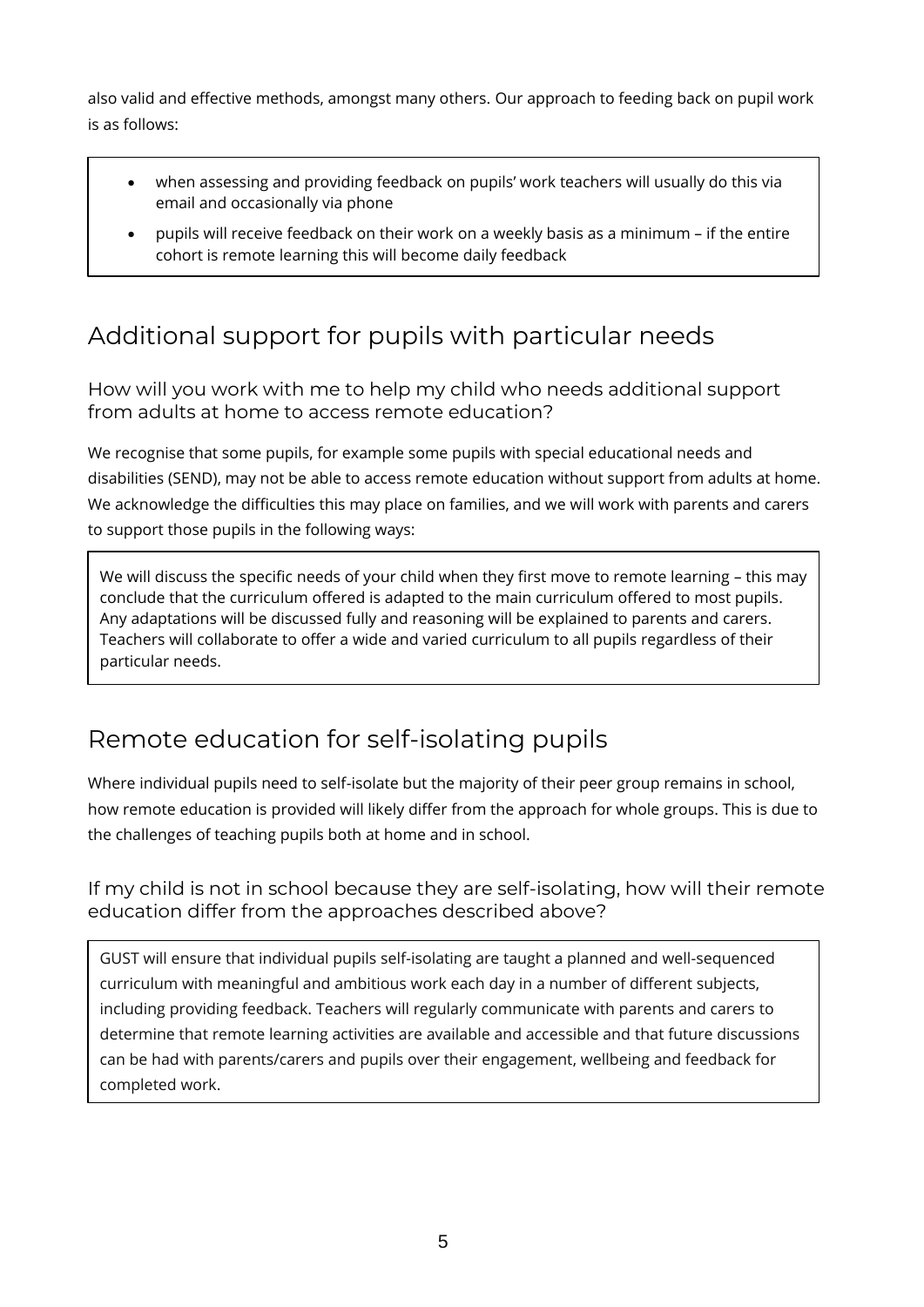also valid and effective methods, amongst many others. Our approach to feeding back on pupil work is as follows:

- when assessing and providing feedback on pupils' work teachers will usually do this via email and occasionally via phone
- pupils will receive feedback on their work on a weekly basis as a minimum – if the entire cohort is remote learning this will become daily feedback

## Additional support for pupils with particular needs

### How will you work with me to help my child who needs additional support from adults at home to access remote education?

We recognise that some pupils, for example some pupils with special educational needs and disabilities (SEND), may not be able to access remote education without support from adults at home. We acknowledge the difficulties this may place on families, and we will work with parents and carers to support those pupils in the following ways:

We will discuss the specific needs of your child when they first move to remote learning – this may conclude that the curriculum offered is adapted to the main curriculum offered to most pupils. Any adaptations will be discussed fully and reasoning will be explained to parents and carers. Teachers will collaborate to offer a wide and varied curriculum to all pupils regardless of their particular needs.

## Remote education for self-isolating pupils

Where individual pupils need to self-isolate but the majority of their peer group remains in school, how remote education is provided will likely differ from the approach for whole groups. This is due to the challenges of teaching pupils both at home and in school.

### If my child is not in school because they are self-isolating, how will their remote education differ from the approaches described above?

GUST will ensure that individual pupils self-isolating are taught a planned and well-sequenced curriculum with meaningful and ambitious work each day in a number of different subjects, including providing feedback. Teachers will regularly communicate with parents and carers to determine that remote learning activities are available and accessible and that future discussions can be had with parents/carers and pupils over their engagement, wellbeing and feedback for completed work.